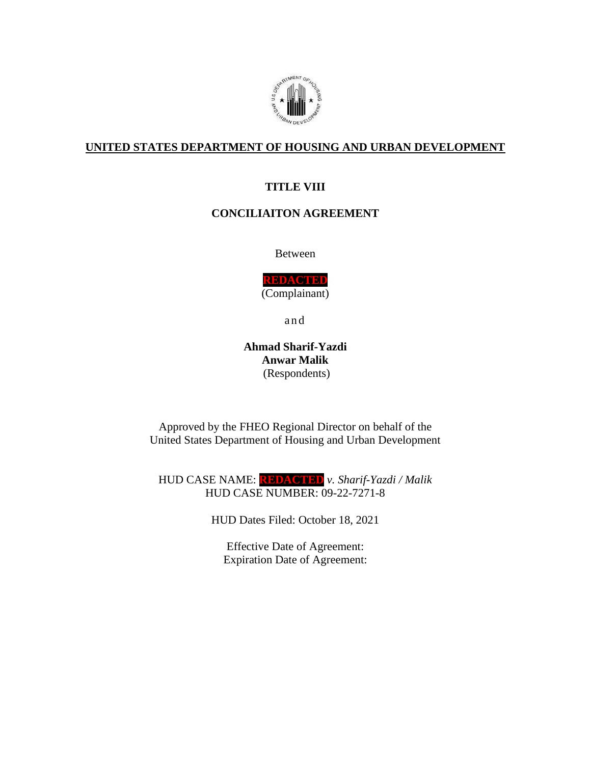**UNITED STATES DEPARTMENT OF HOUSING AND URBAN DEVELOPMENT**

**TITLE VIII**

**CONCILIAITON AGREEMENT**

Between

**REDACTED**
(Complainant)

and

**Ahmad Sharif-Yazdi**
**Anwar Malik**
(Respondents)

Approved by the FHEO Regional Director on behalf of the
United States Department of Housing and Urban Development

HUD CASE NAME: **REDACTED** *v. Sharif-Yazdi / Malik*
HUD CASE NUMBER: 09-22-7271-8

HUD Dates Filed: October 18, 2021

Effective Date of Agreement:
Expiration Date of Agreement: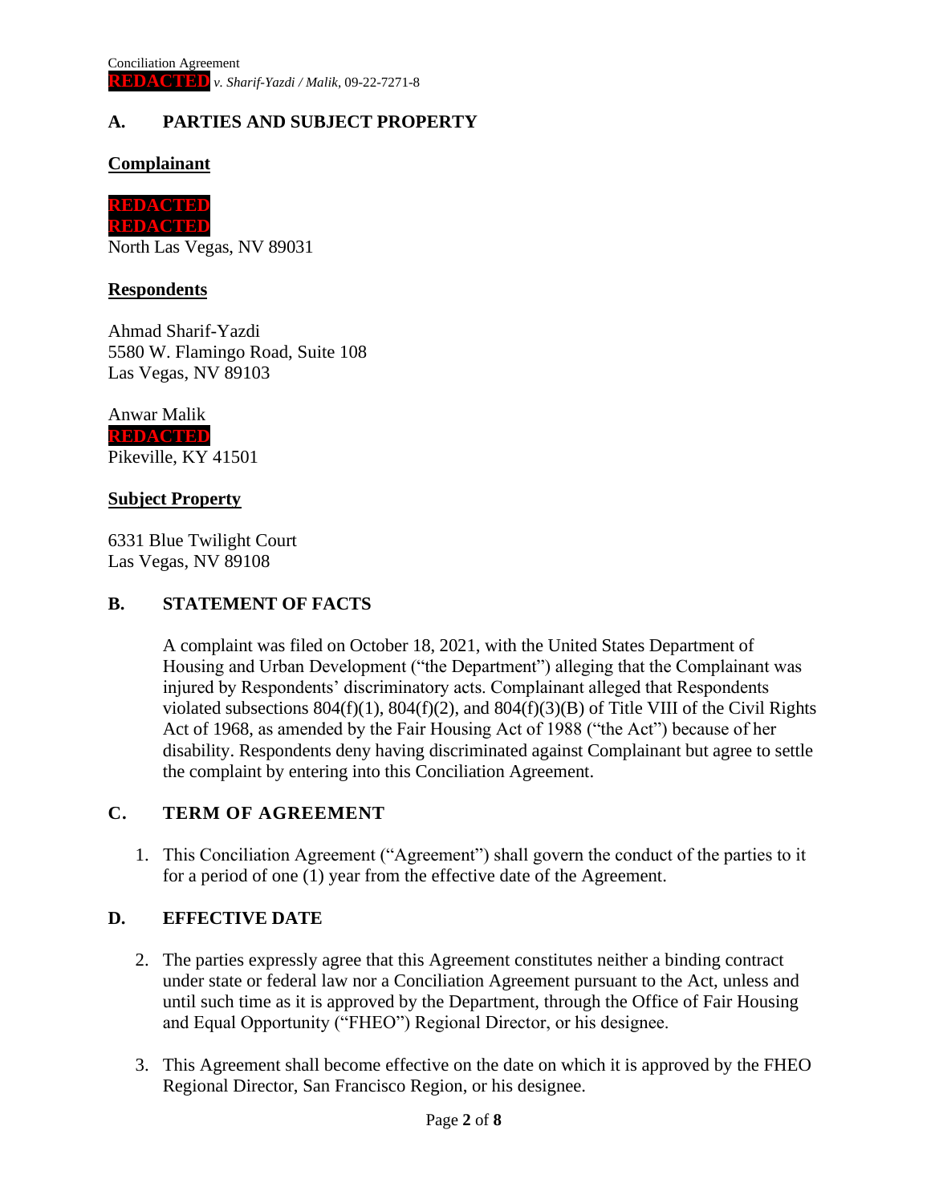## A. PARTIES AND SUBJECT PROPERTY

**Complainant**

REDACTED
REDACTED
North Las Vegas, NV 89031

**Respondents**

Ahmad Sharif-Yazdi
5580 W. Flamingo Road, Suite 108
Las Vegas, NV 89103

Anwar Malik
REDACTED
Pikeville, KY 41501

**Subject Property**

6331 Blue Twilight Court
Las Vegas, NV 89108

## B. STATEMENT OF FACTS

A complaint was filed on October 18, 2021, with the United States Department of Housing and Urban Development ("the Department") alleging that the Complainant was injured by Respondents' discriminatory acts. Complainant alleged that Respondents violated subsections 804(f)(1), 804(f)(2), and 804(f)(3)(B) of Title VIII of the Civil Rights Act of 1968, as amended by the Fair Housing Act of 1988 ("the Act") because of her disability. Respondents deny having discriminated against Complainant but agree to settle the complaint by entering into this Conciliation Agreement.

## C. TERM OF AGREEMENT

1. This Conciliation Agreement ("Agreement") shall govern the conduct of the parties to it for a period of one (1) year from the effective date of the Agreement.

## D. EFFECTIVE DATE

2. The parties expressly agree that this Agreement constitutes neither a binding contract under state or federal law nor a Conciliation Agreement pursuant to the Act, unless and until such time as it is approved by the Department, through the Office of Fair Housing and Equal Opportunity ("FHEO") Regional Director, or his designee.

3. This Agreement shall become effective on the date on which it is approved by the FHEO Regional Director, San Francisco Region, or his designee.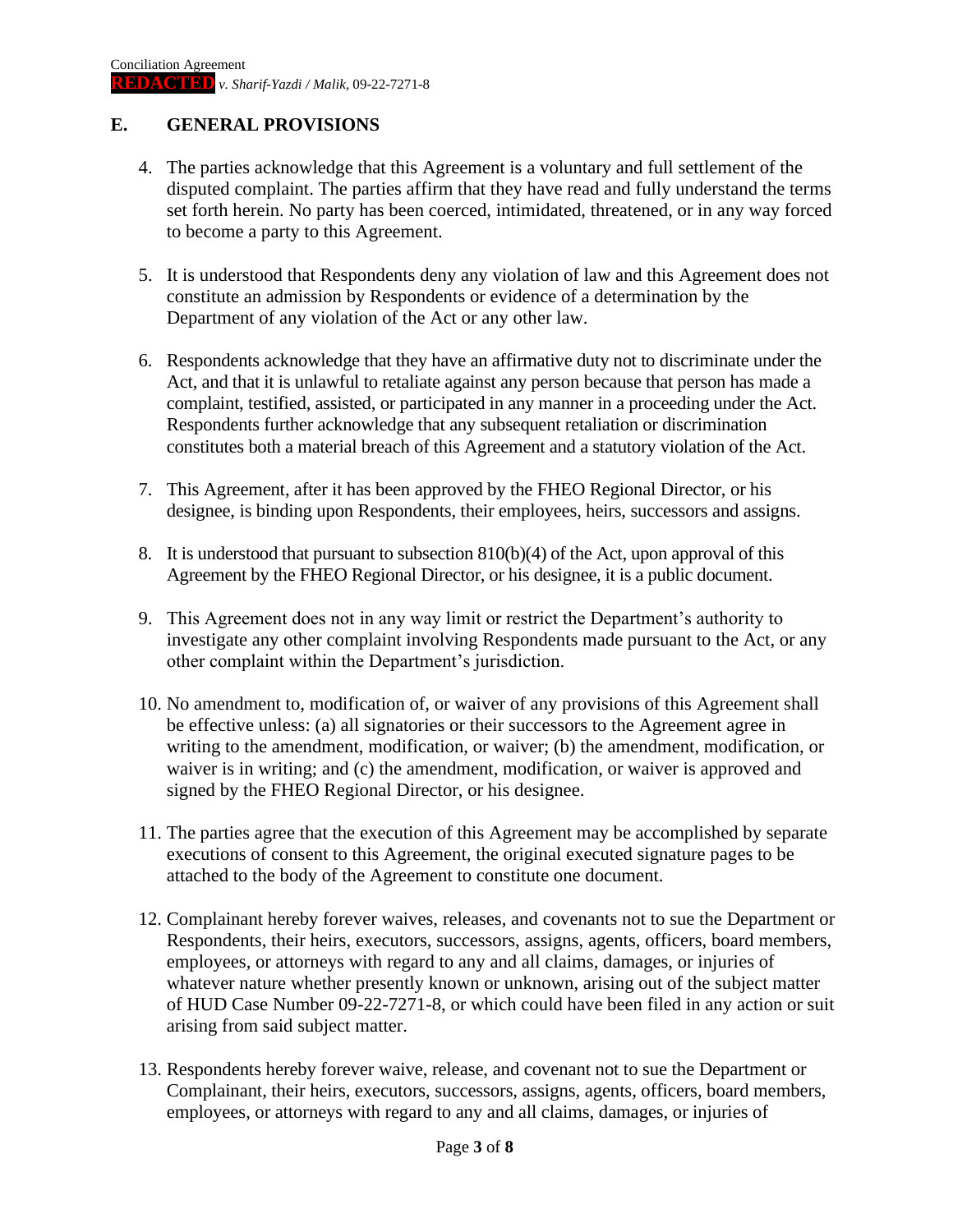## E. GENERAL PROVISIONS

4. The parties acknowledge that this Agreement is a voluntary and full settlement of the disputed complaint. The parties affirm that they have read and fully understand the terms set forth herein. No party has been coerced, intimidated, threatened, or in any way forced to become a party to this Agreement.

5. It is understood that Respondents deny any violation of law and this Agreement does not constitute an admission by Respondents or evidence of a determination by the Department of any violation of the Act or any other law.

6. Respondents acknowledge that they have an affirmative duty not to discriminate under the Act, and that it is unlawful to retaliate against any person because that person has made a complaint, testified, assisted, or participated in any manner in a proceeding under the Act. Respondents further acknowledge that any subsequent retaliation or discrimination constitutes both a material breach of this Agreement and a statutory violation of the Act.

7. This Agreement, after it has been approved by the FHEO Regional Director, or his designee, is binding upon Respondents, their employees, heirs, successors and assigns.

8. It is understood that pursuant to subsection 810(b)(4) of the Act, upon approval of this Agreement by the FHEO Regional Director, or his designee, it is a public document.

9. This Agreement does not in any way limit or restrict the Department's authority to investigate any other complaint involving Respondents made pursuant to the Act, or any other complaint within the Department's jurisdiction.

10. No amendment to, modification of, or waiver of any provisions of this Agreement shall be effective unless: (a) all signatories or their successors to the Agreement agree in writing to the amendment, modification, or waiver; (b) the amendment, modification, or waiver is in writing; and (c) the amendment, modification, or waiver is approved and signed by the FHEO Regional Director, or his designee.

11. The parties agree that the execution of this Agreement may be accomplished by separate executions of consent to this Agreement, the original executed signature pages to be attached to the body of the Agreement to constitute one document.

12. Complainant hereby forever waives, releases, and covenants not to sue the Department or Respondents, their heirs, executors, successors, assigns, agents, officers, board members, employees, or attorneys with regard to any and all claims, damages, or injuries of whatever nature whether presently known or unknown, arising out of the subject matter of HUD Case Number 09-22-7271-8, or which could have been filed in any action or suit arising from said subject matter.

13. Respondents hereby forever waive, release, and covenant not to sue the Department or Complainant, their heirs, executors, successors, assigns, agents, officers, board members, employees, or attorneys with regard to any and all claims, damages, or injuries of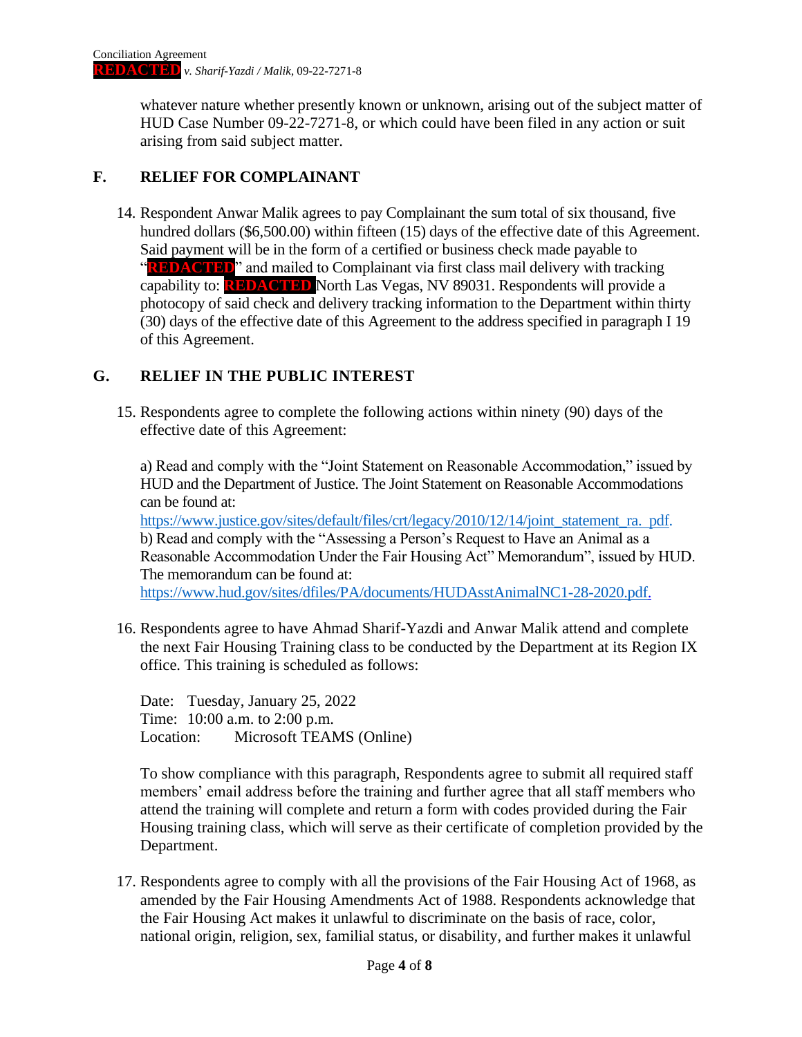whatever nature whether presently known or unknown, arising out of the subject matter of HUD Case Number 09-22-7271-8, or which could have been filed in any action or suit arising from said subject matter.

## F. RELIEF FOR COMPLAINANT

14. Respondent Anwar Malik agrees to pay Complainant the sum total of six thousand, five hundred dollars ($6,500.00) within fifteen (15) days of the effective date of this Agreement. Said payment will be in the form of a certified or business check made payable to "REDACTED" and mailed to Complainant via first class mail delivery with tracking capability to: REDACTED North Las Vegas, NV 89031. Respondents will provide a photocopy of said check and delivery tracking information to the Department within thirty (30) days of the effective date of this Agreement to the address specified in paragraph I 19 of this Agreement.

## G. RELIEF IN THE PUBLIC INTEREST

15. Respondents agree to complete the following actions within ninety (90) days of the effective date of this Agreement:

    a) Read and comply with the "Joint Statement on Reasonable Accommodation," issued by HUD and the Department of Justice. The Joint Statement on Reasonable Accommodations can be found at:
    https://www.justice.gov/sites/default/files/crt/legacy/2010/12/14/joint_statement_ra.\_pdf.
    b) Read and comply with the "Assessing a Person's Request to Have an Animal as a Reasonable Accommodation Under the Fair Housing Act" Memorandum", issued by HUD. The memorandum can be found at:
    https://www.hud.gov/sites/dfiles/PA/documents/HUDAsstAnimalNC1-28-2020.pdf.

16. Respondents agree to have Ahmad Sharif-Yazdi and Anwar Malik attend and complete the next Fair Housing Training class to be conducted by the Department at its Region IX office. This training is scheduled as follows:

    Date: Tuesday, January 25, 2022
    Time: 10:00 a.m. to 2:00 p.m.
    Location: Microsoft TEAMS (Online)

    To show compliance with this paragraph, Respondents agree to submit all required staff members' email address before the training and further agree that all staff members who attend the training will complete and return a form with codes provided during the Fair Housing training class, which will serve as their certificate of completion provided by the Department.

17. Respondents agree to comply with all the provisions of the Fair Housing Act of 1968, as amended by the Fair Housing Amendments Act of 1988. Respondents acknowledge that the Fair Housing Act makes it unlawful to discriminate on the basis of race, color, national origin, religion, sex, familial status, or disability, and further makes it unlawful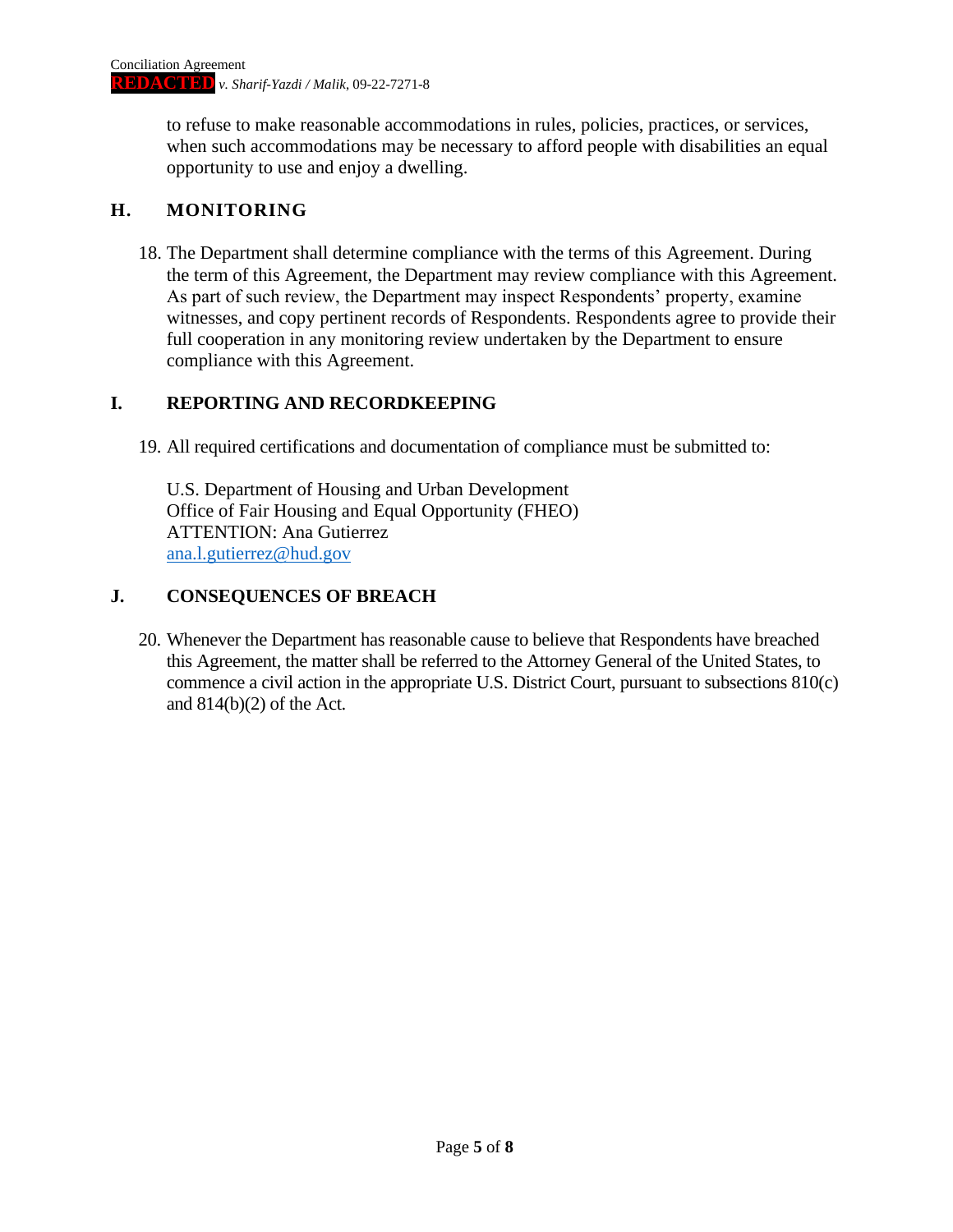to refuse to make reasonable accommodations in rules, policies, practices, or services, when such accommodations may be necessary to afford people with disabilities an equal opportunity to use and enjoy a dwelling.

## H. MONITORING

18. The Department shall determine compliance with the terms of this Agreement. During the term of this Agreement, the Department may review compliance with this Agreement. As part of such review, the Department may inspect Respondents' property, examine witnesses, and copy pertinent records of Respondents. Respondents agree to provide their full cooperation in any monitoring review undertaken by the Department to ensure compliance with this Agreement.

## I. REPORTING AND RECORDKEEPING

19. All required certifications and documentation of compliance must be submitted to:

    U.S. Department of Housing and Urban Development
    Office of Fair Housing and Equal Opportunity (FHEO)
    ATTENTION: Ana Gutierrez
    ana.l.gutierrez@hud.gov

## J. CONSEQUENCES OF BREACH

20. Whenever the Department has reasonable cause to believe that Respondents have breached this Agreement, the matter shall be referred to the Attorney General of the United States, to commence a civil action in the appropriate U.S. District Court, pursuant to subsections 810(c) and 814(b)(2) of the Act.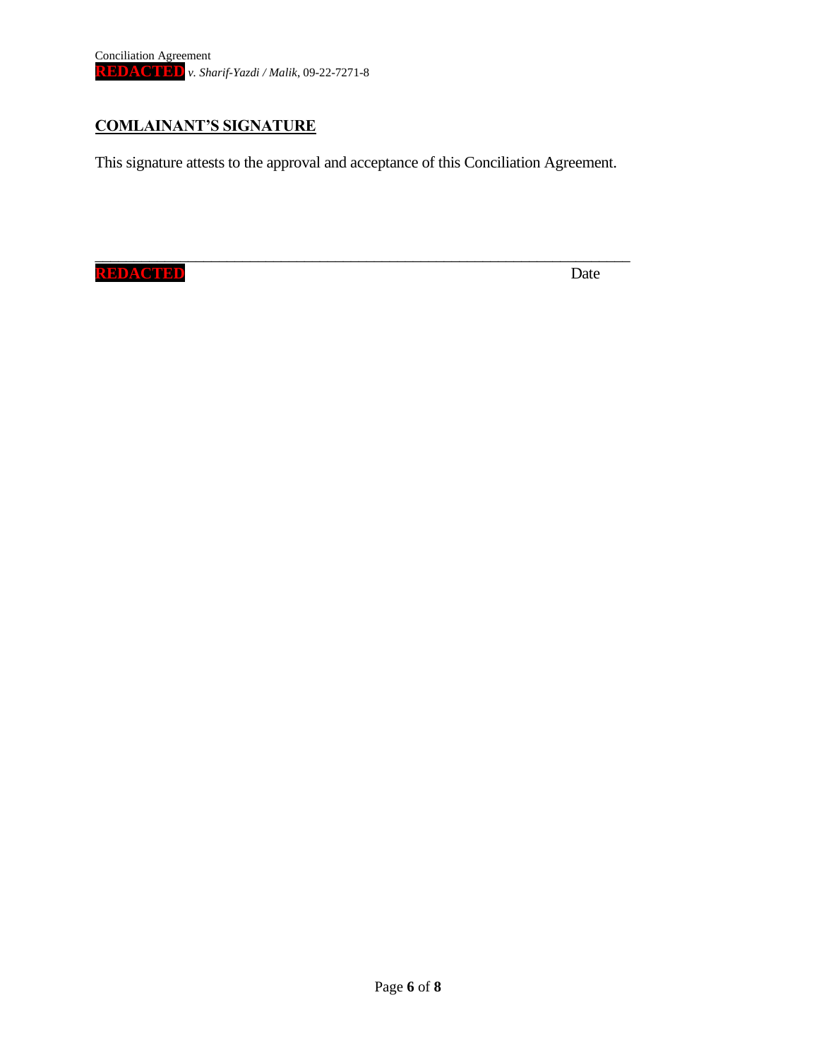## COMLAINANT'S SIGNATURE

This signature attests to the approval and acceptance of this Conciliation Agreement.

\_\_\_\_\_\_\_\_\_\_\_\_\_\_\_\_\_\_\_\_\_\_\_\_\_\_\_\_\_\_\_\_\_\_\_\_\_\_\_\_\_\_\_\_\_\_\_\_\_\_\_\_\_\_\_\_\_\_\_\_\_\_\_\_\_\_

REDACTED Date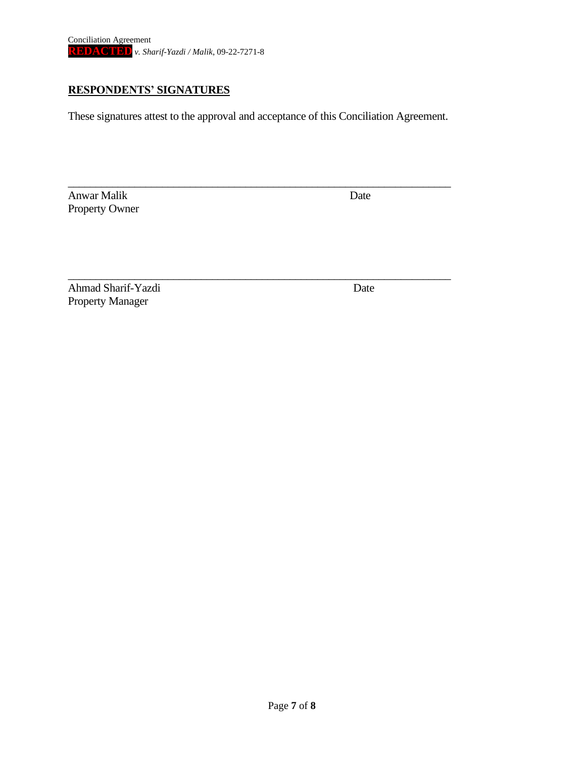## RESPONDENTS' SIGNATURES

These signatures attest to the approval and acceptance of this Conciliation Agreement.

\_\_\_\_\_\_\_\_\_\_\_\_\_\_\_\_\_\_\_\_\_\_\_\_\_\_\_\_\_\_\_\_\_\_\_\_\_\_\_\_\_\_\_\_\_\_\_\_\_\_\_\_\_\_\_\_\_\_\_\_\_\_\_\_

Anwar Malik — Date
Property Owner

\_\_\_\_\_\_\_\_\_\_\_\_\_\_\_\_\_\_\_\_\_\_\_\_\_\_\_\_\_\_\_\_\_\_\_\_\_\_\_\_\_\_\_\_\_\_\_\_\_\_\_\_\_\_\_\_\_\_\_\_\_\_\_\_

Ahmad Sharif-Yazdi — Date
Property Manager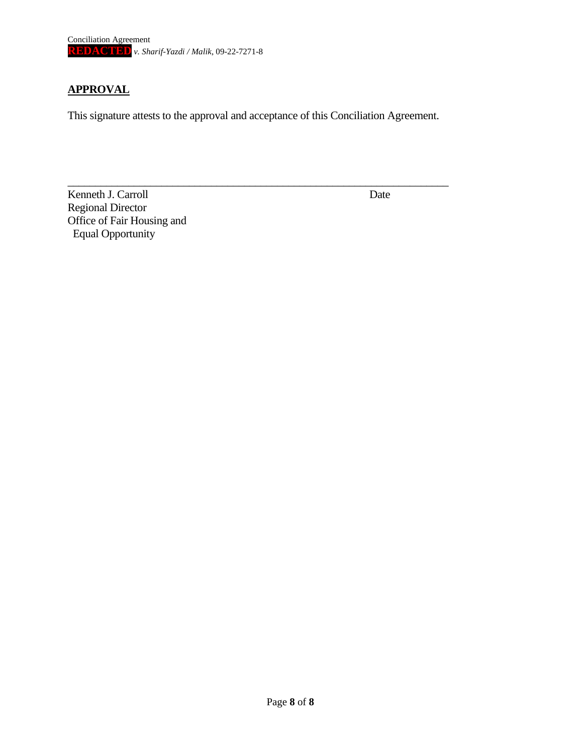## APPROVAL

This signature attests to the approval and acceptance of this Conciliation Agreement.

\_\_\_\_\_\_\_\_\_\_\_\_\_\_\_\_\_\_\_\_\_\_\_\_\_\_\_\_\_\_\_\_\_\_\_\_\_\_\_\_\_\_\_\_\_\_\_\_\_\_\_\_\_\_\_\_\_\_\_\_\_\_\_\_\_\_\_\_\_\_

Kenneth J. Carroll                                                                Date
Regional Director
Office of Fair Housing and
Equal Opportunity